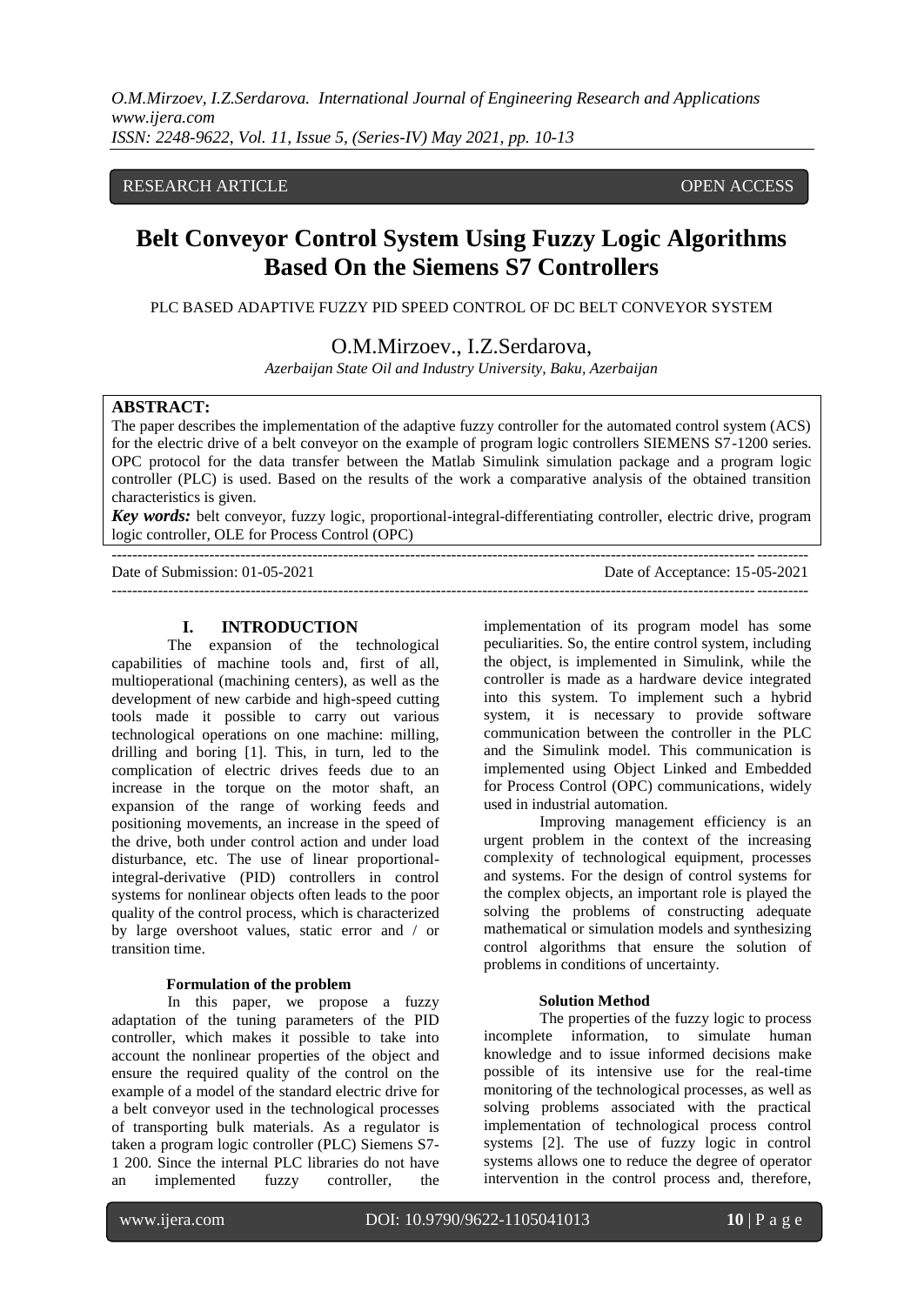RESEARCH ARTICLE OPEN ACCESS

# Belt Conveyor Control System Using Fuzzy Logic Algorithms Based On the Siemens S7 Controllers

PLC BASED ADAPTIVE FUZZY PID SPEED CONTROL OF DC BELT CONVEYOR SYSTEM

O.M.Mirzoev., I.Z.Serdarova,

*Azerbaijan State Oil and Industry University, Baku, Azerbaijan*

**ABSTRACT:**

The paper describes the implementation of the adaptive fuzzy controller for the automated control system (ACS) for the electric drive of a belt conveyor on the example of program logic controllers SIEMENS S7-1200 series. OPC protocol for the data transfer between the Matlab Simulink simulation package and a program logic controller (PLC) is used. Based on the results of the work a comparative analysis of the obtained transition characteristics is given.

***Key words:*** belt conveyor, fuzzy logic, proportional-integral-differentiating controller, electric drive, program logic controller, OLE for Process Control (OPC)

---

Date of Submission: 01-05-2021 Date of Acceptance: 15-05-2021

---

## I. INTRODUCTION

The expansion of the technological capabilities of machine tools and, first of all, multioperational (machining centers), as well as the development of new carbide and high-speed cutting tools made it possible to carry out various technological operations on one machine: milling, drilling and boring [1]. This, in turn, led to the complication of electric drives feeds due to an increase in the torque on the motor shaft, an expansion of the range of working feeds and positioning movements, an increase in the speed of the drive, both under control action and under load disturbance, etc. The use of linear proportional-integral-derivative (PID) controllers in control systems for nonlinear objects often leads to the poor quality of the control process, which is characterized by large overshoot values, static error and / or transition time.

### Formulation of the problem

In this paper, we propose a fuzzy adaptation of the tuning parameters of the PID controller, which makes it possible to take into account the nonlinear properties of the object and ensure the required quality of the control on the example of a model of the standard electric drive for a belt conveyor used in the technological processes of transporting bulk materials. As a regulator is taken a program logic controller (PLC) Siemens S7-1 200. Since the internal PLC libraries do not have an implemented fuzzy controller, the implementation of its program model has some peculiarities. So, the entire control system, including the object, is implemented in Simulink, while the controller is made as a hardware device integrated into this system. To implement such a hybrid system, it is necessary to provide software communication between the controller in the PLC and the Simulink model. This communication is implemented using Object Linked and Embedded for Process Control (OPC) communications, widely used in industrial automation.

Improving management efficiency is an urgent problem in the context of the increasing complexity of technological equipment, processes and systems. For the design of control systems for the complex objects, an important role is played the solving the problems of constructing adequate mathematical or simulation models and synthesizing control algorithms that ensure the solution of problems in conditions of uncertainty.

### Solution Method

The properties of the fuzzy logic to process incomplete information, to simulate human knowledge and to issue informed decisions make possible of its intensive use for the real-time monitoring of the technological processes, as well as solving problems associated with the practical implementation of technological process control systems [2]. The use of fuzzy logic in control systems allows one to reduce the degree of operator intervention in the control process and, therefore,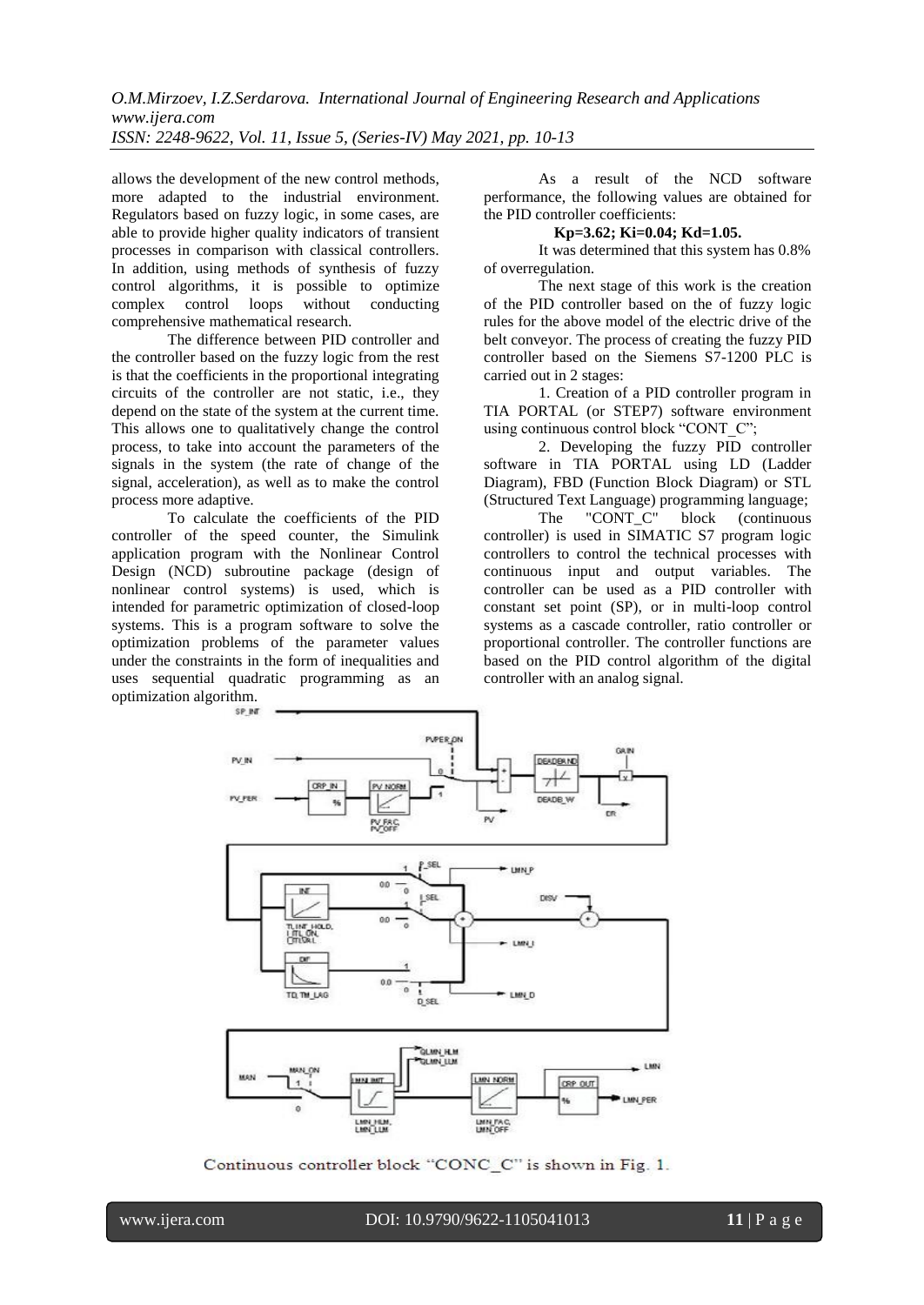allows the development of the new control methods, more adapted to the industrial environment. Regulators based on fuzzy logic, in some cases, are able to provide higher quality indicators of transient processes in comparison with classical controllers. In addition, using methods of synthesis of fuzzy control algorithms, it is possible to optimize complex control loops without conducting comprehensive mathematical research.

The difference between PID controller and the controller based on the fuzzy logic from the rest is that the coefficients in the proportional integrating circuits of the controller are not static, i.e., they depend on the state of the system at the current time. This allows one to qualitatively change the control process, to take into account the parameters of the signals in the system (the rate of change of the signal, acceleration), as well as to make the control process more adaptive.

To calculate the coefficients of the PID controller of the speed counter, the Simulink application program with the Nonlinear Control Design (NCD) subroutine package (design of nonlinear control systems) is used, which is intended for parametric optimization of closed-loop systems. This is a program software to solve the optimization problems of the parameter values under the constraints in the form of inequalities and uses sequential quadratic programming as an optimization algorithm.

As a result of the NCD software performance, the following values are obtained for the PID controller coefficients:

**Kp=3.62; Ki=0.04; Kd=1.05.**

It was determined that this system has 0.8% of overregulation.

The next stage of this work is the creation of the PID controller based on the of fuzzy logic rules for the above model of the electric drive of the belt conveyor. The process of creating the fuzzy PID controller based on the Siemens S7-1200 PLC is carried out in 2 stages:

1. Creation of a PID controller program in TIA PORTAL (or STEP7) software environment using continuous control block "CONT_C";
2. Developing the fuzzy PID controller software in TIA PORTAL using LD (Ladder Diagram), FBD (Function Block Diagram) or STL (Structured Text Language) programming language;

The "CONT_C" block (continuous controller) is used in SIMATIC S7 program logic controllers to control the technical processes with continuous input and output variables. The controller can be used as a PID controller with constant set point (SP), or in multi-loop control systems as a cascade controller, ratio controller or proportional controller. The controller functions are based on the PID control algorithm of the digital controller with an analog signal.

Continuous controller block "CONC_C" is shown in Fig. 1.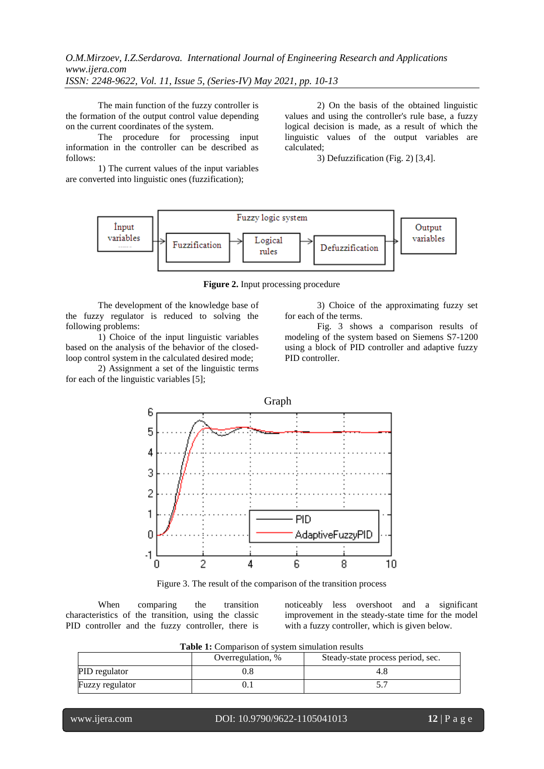The main function of the fuzzy controller is the formation of the output control value depending on the current coordinates of the system.

The procedure for processing input information in the controller can be described as follows:

1) The current values of the input variables are converted into linguistic ones (fuzzification);

2) On the basis of the obtained linguistic values and using the controller's rule base, a fuzzy logical decision is made, as a result of which the linguistic values of the output variables are calculated;

3) Defuzzification (Fig. 2) [3,4].

**Figure 2.** Input processing procedure

The development of the knowledge base of the fuzzy regulator is reduced to solving the following problems:

1) Choice of the input linguistic variables based on the analysis of the behavior of the closed-loop control system in the calculated desired mode;

2) Assignment a set of the linguistic terms for each of the linguistic variables [5];

3) Choice of the approximating fuzzy set for each of the terms.

Fig. 3 shows a comparison results of modeling of the system based on Siemens S7-1200 using a block of PID controller and adaptive fuzzy PID controller.

Figure 3. The result of the comparison of the transition process

When comparing the transition characteristics of the transition, using the classic PID controller and the fuzzy controller, there is noticeably less overshoot and a significant improvement in the steady-state time for the model with a fuzzy controller, which is given below.

**Table 1:** Comparison of system simulation results

| | Overregulation, % | Steady-state process period, sec. |
|---|---|---|
| PID regulator | 0.8 | 4.8 |
| Fuzzy regulator | 0.1 | 5.7 |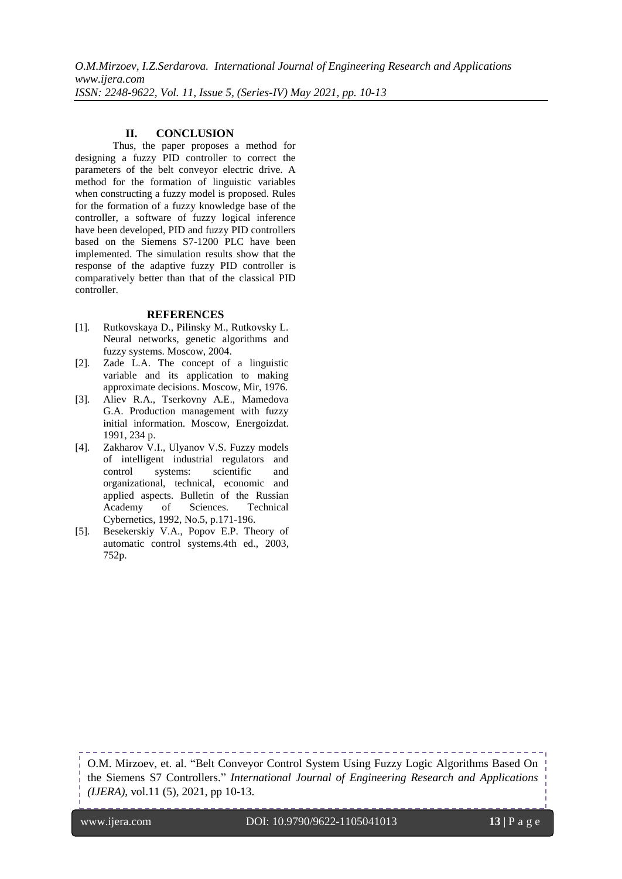## II. CONCLUSION

Thus, the paper proposes a method for designing a fuzzy PID controller to correct the parameters of the belt conveyor electric drive. A method for the formation of linguistic variables when constructing a fuzzy model is proposed. Rules for the formation of a fuzzy knowledge base of the controller, a software of fuzzy logical inference have been developed, PID and fuzzy PID controllers based on the Siemens S7-1200 PLC have been implemented. The simulation results show that the response of the adaptive fuzzy PID controller is comparatively better than that of the classical PID controller.

## REFERENCES

[1]. Rutkovskaya D., Pilinsky M., Rutkovsky L. Neural networks, genetic algorithms and fuzzy systems. Moscow, 2004.

[2]. Zade L.A. The concept of a linguistic variable and its application to making approximate decisions. Moscow, Mir, 1976.

[3]. Aliev R.A., Tserkovny A.E., Mamedova G.A. Production management with fuzzy initial information. Moscow, Energoizdat. 1991, 234 p.

[4]. Zakharov V.I., Ulyanov V.S. Fuzzy models of intelligent industrial regulators and control systems: scientific and organizational, technical, economic and applied aspects. Bulletin of the Russian Academy of Sciences. Technical Cybernetics, 1992, No.5, p.171-196.

[5]. Besekerskiy V.A., Popov E.P. Theory of automatic control systems.4th ed., 2003, 752p.

O.M. Mirzoev, et. al. "Belt Conveyor Control System Using Fuzzy Logic Algorithms Based On the Siemens S7 Controllers." *International Journal of Engineering Research and Applications (IJERA)*, vol.11 (5), 2021, pp 10-13.